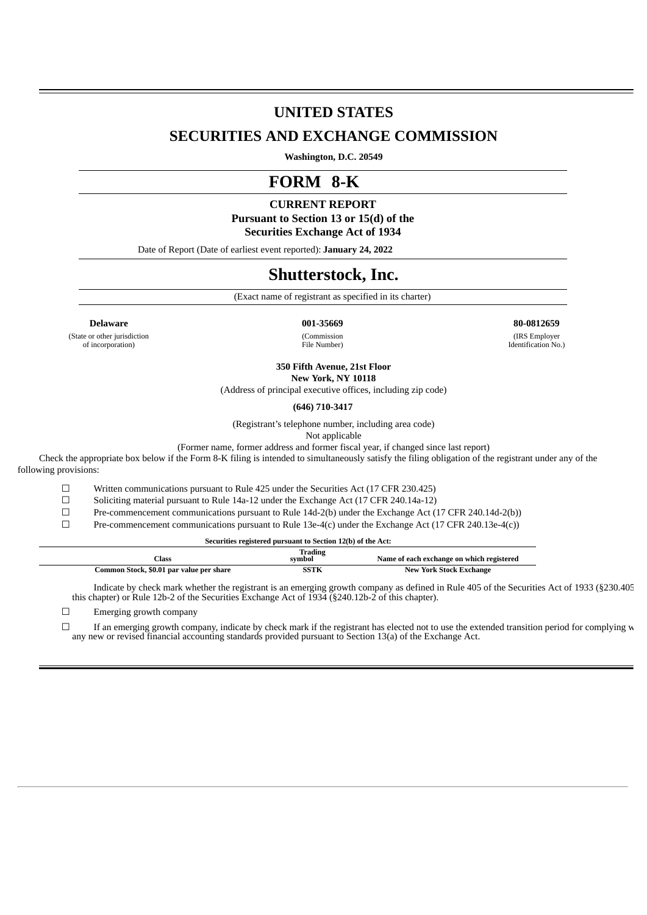# UNITED STATES

## SECURITIES AND EXCHANGE COMMISSION

**Washington, D.C. 20549**

# FORM 8-K

**CURRENT REPORT**

**Pursuant to Section 13 or 15(d) of the Securities Exchange Act of 1934**

Date of Report (Date of earliest event reported): **January 24, 2022**

# Shutterstock, Inc.

(Exact name of registrant as specified in its charter)

| **Delaware** | **001-35669** | **80-0812659** |
|---|---|---|
| (State or other jurisdiction of incorporation) | (Commission File Number) | (IRS Employer Identification No.) |

**350 Fifth Avenue, 21st Floor**
**New York, NY 10118**
(Address of principal executive offices, including zip code)

**(646) 710-3417**

(Registrant's telephone number, including area code)
Not applicable
(Former name, former address and former fiscal year, if changed since last report)

Check the appropriate box below if the Form 8-K filing is intended to simultaneously satisfy the filing obligation of the registrant under any of the following provisions:

☐ Written communications pursuant to Rule 425 under the Securities Act (17 CFR 230.425)
☐ Soliciting material pursuant to Rule 14a-12 under the Exchange Act (17 CFR 240.14a-12)
☐ Pre-commencement communications pursuant to Rule 14d-2(b) under the Exchange Act (17 CFR 240.14d-2(b))
☐ Pre-commencement communications pursuant to Rule 13e-4(c) under the Exchange Act (17 CFR 240.13e-4(c))

**Securities registered pursuant to Section 12(b) of the Act:**

| Class | Trading symbol | Name of each exchange on which registered |
|---|---|---|
| Common Stock, $0.01 par value per share | SSTK | New York Stock Exchange |

Indicate by check mark whether the registrant is an emerging growth company as defined in Rule 405 of the Securities Act of 1933 (§230.405 of this chapter) or Rule 12b-2 of the Securities Exchange Act of 1934 (§240.12b-2 of this chapter).

☐ Emerging growth company

☐ If an emerging growth company, indicate by check mark if the registrant has elected not to use the extended transition period for complying with any new or revised financial accounting standards provided pursuant to Section 13(a) of the Exchange Act.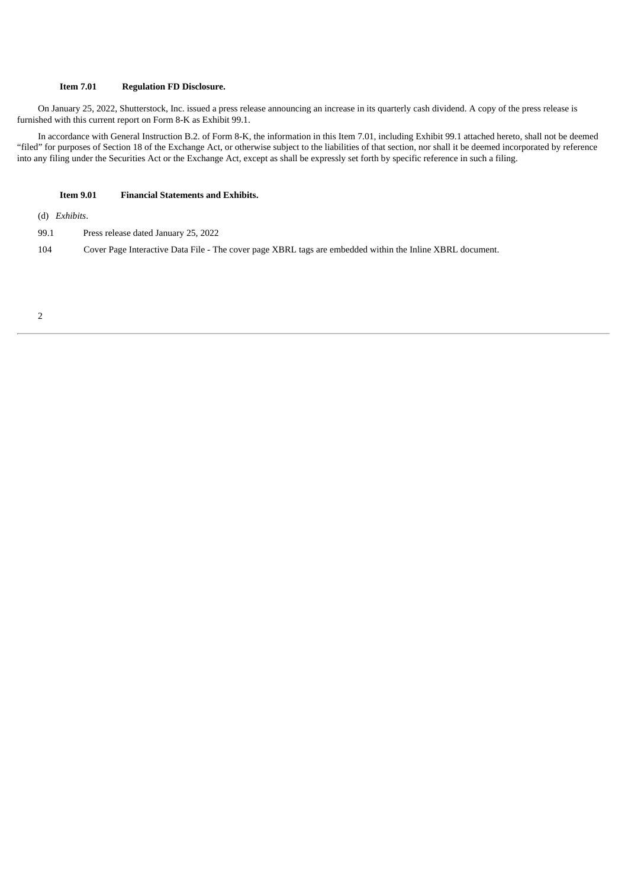**Item 7.01 Regulation FD Disclosure.**

On January 25, 2022, Shutterstock, Inc. issued a press release announcing an increase in its quarterly cash dividend. A copy of the press release is furnished with this current report on Form 8-K as Exhibit 99.1.

In accordance with General Instruction B.2. of Form 8-K, the information in this Item 7.01, including Exhibit 99.1 attached hereto, shall not be deemed "filed" for purposes of Section 18 of the Exchange Act, or otherwise subject to the liabilities of that section, nor shall it be deemed incorporated by reference into any filing under the Securities Act or the Exchange Act, except as shall be expressly set forth by specific reference in such a filing.

**Item 9.01 Financial Statements and Exhibits.**

(d) *Exhibits*.

| | |
|---|---|
| 99.1 | Press release dated January 25, 2022 |
| 104 | Cover Page Interactive Data File - The cover page XBRL tags are embedded within the Inline XBRL document. |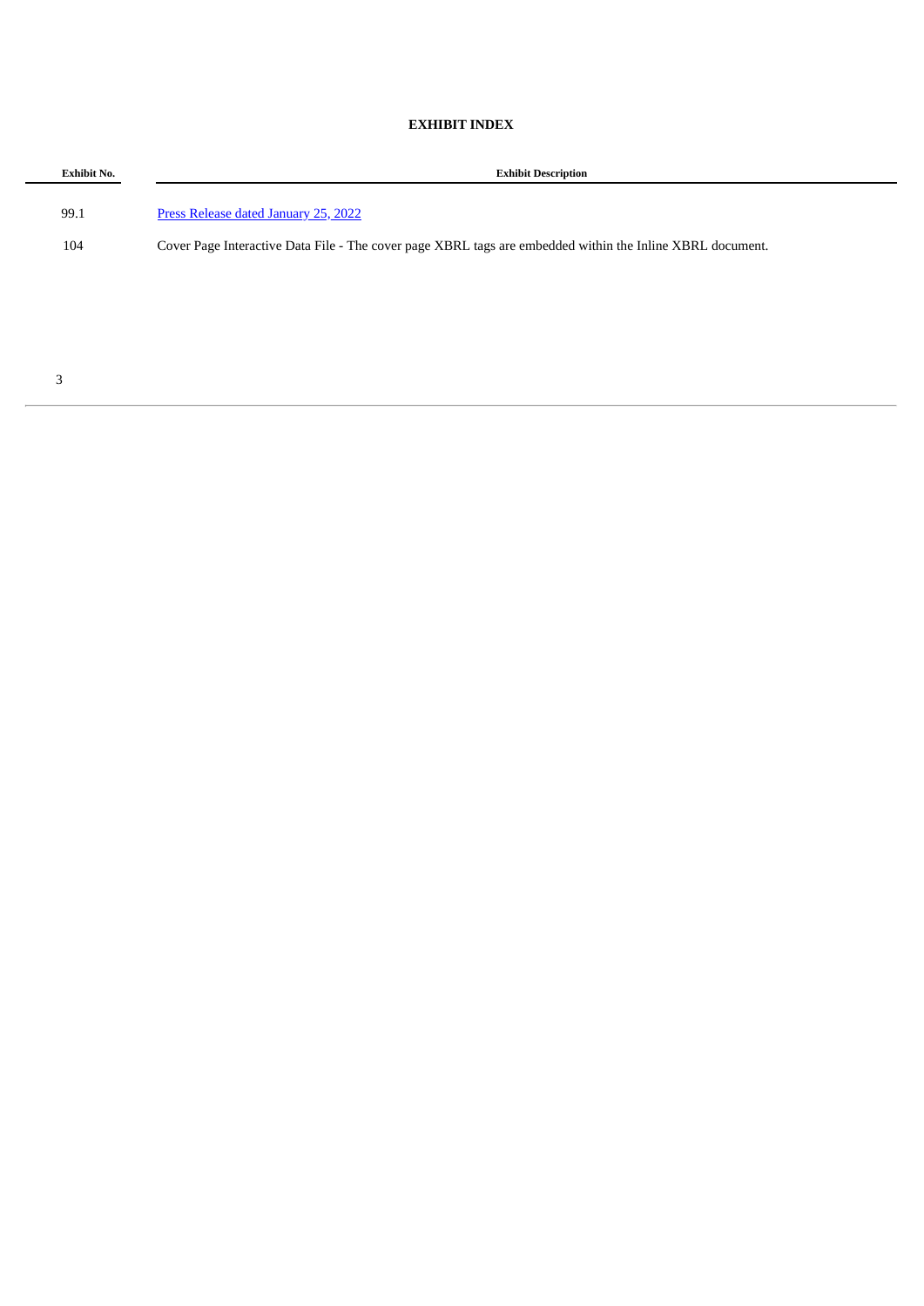**EXHIBIT INDEX**

| Exhibit No. | Exhibit Description |
| --- | --- |
| 99.1 | Press Release dated January 25, 2022 |
| 104 | Cover Page Interactive Data File - The cover page XBRL tags are embedded within the Inline XBRL document. |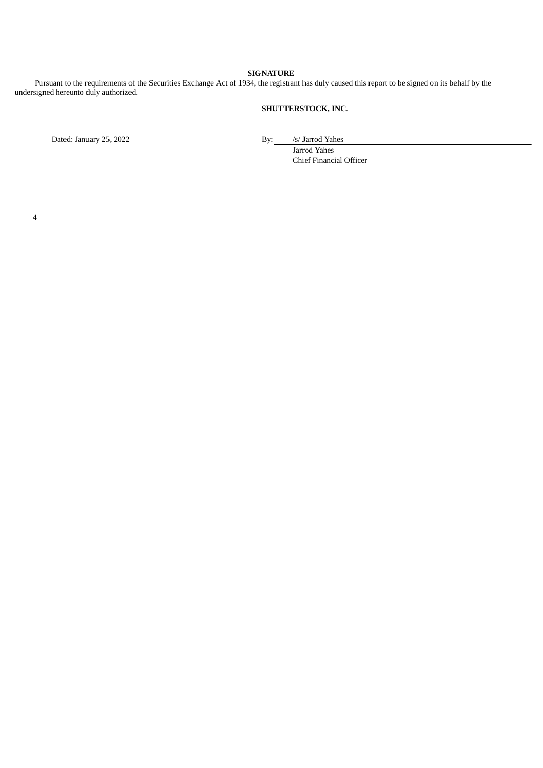## SIGNATURE

Pursuant to the requirements of the Securities Exchange Act of 1934, the registrant has duly caused this report to be signed on its behalf by the undersigned hereunto duly authorized.

**SHUTTERSTOCK, INC.**

Dated: January 25, 2022

By: /s/ Jarrod Yahes
Jarrod Yahes
Chief Financial Officer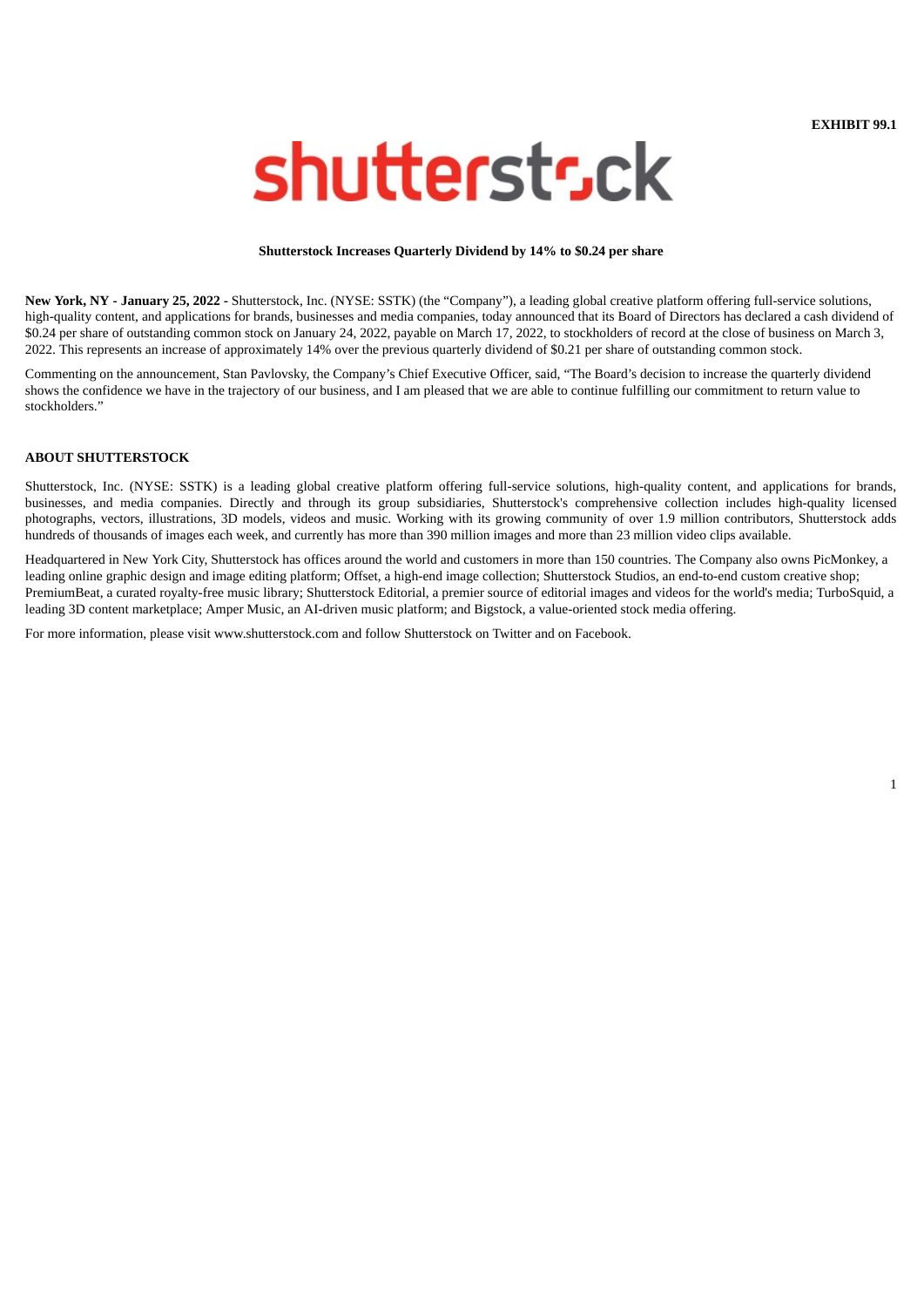**EXHIBIT 99.1**

shutterstock

**Shutterstock Increases Quarterly Dividend by 14% to $0.24 per share**

**New York, NY - January 25, 2022 -** Shutterstock, Inc. (NYSE: SSTK) (the "Company"), a leading global creative platform offering full-service solutions, high-quality content, and applications for brands, businesses and media companies, today announced that its Board of Directors has declared a cash dividend of $0.24 per share of outstanding common stock on January 24, 2022, payable on March 17, 2022, to stockholders of record at the close of business on March 3, 2022. This represents an increase of approximately 14% over the previous quarterly dividend of $0.21 per share of outstanding common stock.

Commenting on the announcement, Stan Pavlovsky, the Company's Chief Executive Officer, said, "The Board's decision to increase the quarterly dividend shows the confidence we have in the trajectory of our business, and I am pleased that we are able to continue fulfilling our commitment to return value to stockholders."

**ABOUT SHUTTERSTOCK**

Shutterstock, Inc. (NYSE: SSTK) is a leading global creative platform offering full-service solutions, high-quality content, and applications for brands, businesses, and media companies. Directly and through its group subsidiaries, Shutterstock's comprehensive collection includes high-quality licensed photographs, vectors, illustrations, 3D models, videos and music. Working with its growing community of over 1.9 million contributors, Shutterstock adds hundreds of thousands of images each week, and currently has more than 390 million images and more than 23 million video clips available.

Headquartered in New York City, Shutterstock has offices around the world and customers in more than 150 countries. The Company also owns PicMonkey, a leading online graphic design and image editing platform; Offset, a high-end image collection; Shutterstock Studios, an end-to-end custom creative shop; PremiumBeat, a curated royalty-free music library; Shutterstock Editorial, a premier source of editorial images and videos for the world's media; TurboSquid, a leading 3D content marketplace; Amper Music, an AI-driven music platform; and Bigstock, a value-oriented stock media offering.

For more information, please visit www.shutterstock.com and follow Shutterstock on Twitter and on Facebook.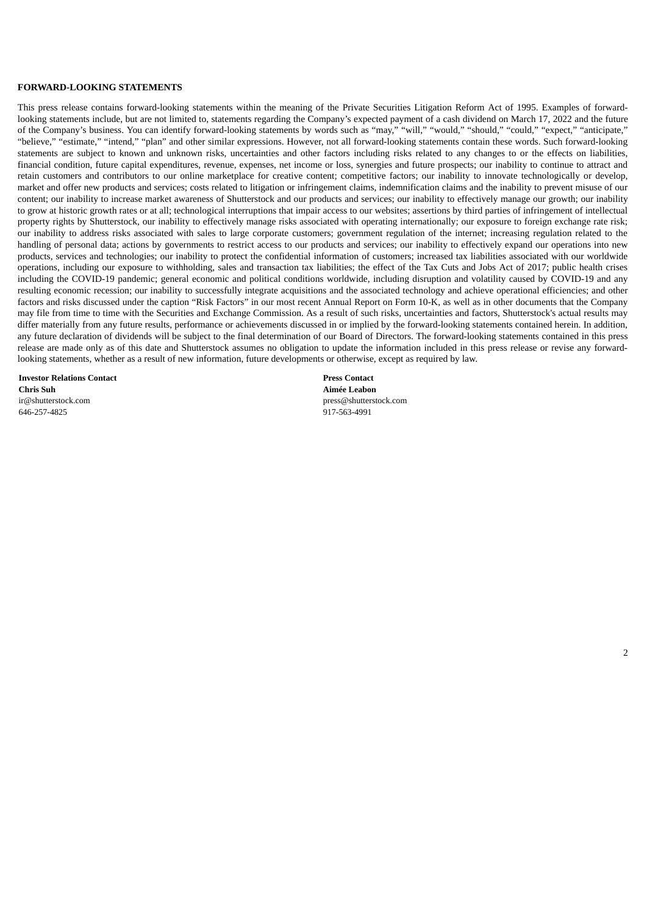**FORWARD-LOOKING STATEMENTS**

This press release contains forward-looking statements within the meaning of the Private Securities Litigation Reform Act of 1995. Examples of forward-looking statements include, but are not limited to, statements regarding the Company's expected payment of a cash dividend on March 17, 2022 and the future of the Company's business. You can identify forward-looking statements by words such as "may," "will," "would," "should," "could," "expect," "anticipate," "believe," "estimate," "intend," "plan" and other similar expressions. However, not all forward-looking statements contain these words. Such forward-looking statements are subject to known and unknown risks, uncertainties and other factors including risks related to any changes to or the effects on liabilities, financial condition, future capital expenditures, revenue, expenses, net income or loss, synergies and future prospects; our inability to continue to attract and retain customers and contributors to our online marketplace for creative content; competitive factors; our inability to innovate technologically or develop, market and offer new products and services; costs related to litigation or infringement claims, indemnification claims and the inability to prevent misuse of our content; our inability to increase market awareness of Shutterstock and our products and services; our inability to effectively manage our growth; our inability to grow at historic growth rates or at all; technological interruptions that impair access to our websites; assertions by third parties of infringement of intellectual property rights by Shutterstock, our inability to effectively manage risks associated with operating internationally; our exposure to foreign exchange rate risk; our inability to address risks associated with sales to large corporate customers; government regulation of the internet; increasing regulation related to the handling of personal data; actions by governments to restrict access to our products and services; our inability to effectively expand our operations into new products, services and technologies; our inability to protect the confidential information of customers; increased tax liabilities associated with our worldwide operations, including our exposure to withholding, sales and transaction tax liabilities; the effect of the Tax Cuts and Jobs Act of 2017; public health crises including the COVID-19 pandemic; general economic and political conditions worldwide, including disruption and volatility caused by COVID-19 and any resulting economic recession; our inability to successfully integrate acquisitions and the associated technology and achieve operational efficiencies; and other factors and risks discussed under the caption "Risk Factors" in our most recent Annual Report on Form 10-K, as well as in other documents that the Company may file from time to time with the Securities and Exchange Commission. As a result of such risks, uncertainties and factors, Shutterstock's actual results may differ materially from any future results, performance or achievements discussed in or implied by the forward-looking statements contained herein. In addition, any future declaration of dividends will be subject to the final determination of our Board of Directors. The forward-looking statements contained in this press release are made only as of this date and Shutterstock assumes no obligation to update the information included in this press release or revise any forward-looking statements, whether as a result of new information, future developments or otherwise, except as required by law.

**Investor Relations Contact**
**Chris Suh**
ir@shutterstock.com
646-257-4825

**Press Contact**
**Aimée Leabon**
press@shutterstock.com
917-563-4991